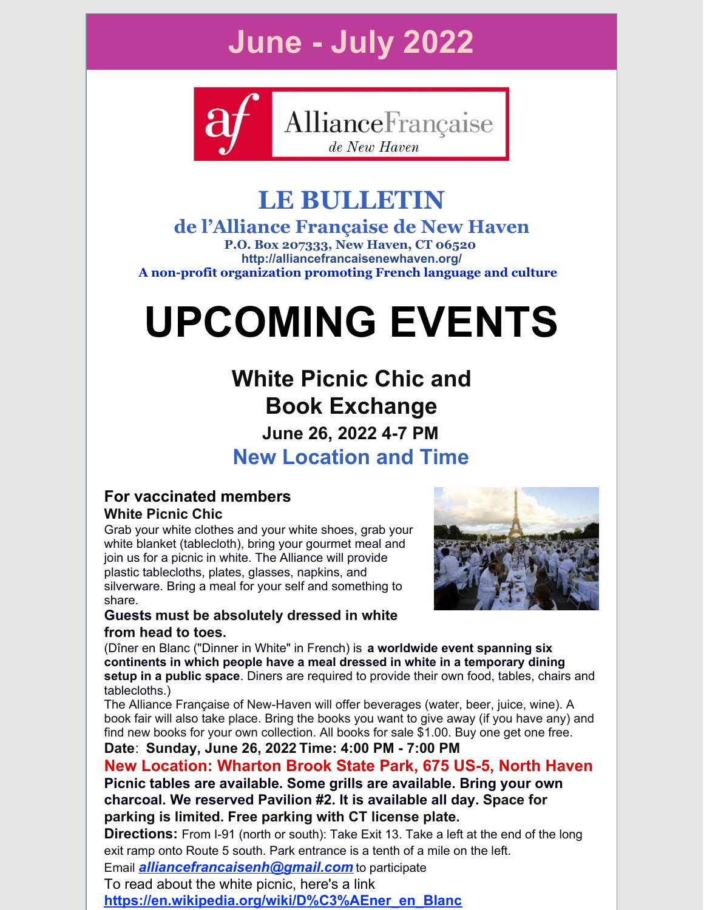# June - July 2022

# LE BULLETIN

## de l'Alliance Française de New Haven

**P.O. Box 207333, New Haven, CT 06520**
**http://alliancefrancaisenewhaven.org/**
**A non-profit organization promoting French language and culture**

# UPCOMING EVENTS

## White Picnic Chic and Book Exchange

### June 26, 2022 4-7 PM

### New Location and Time

### For vaccinated members

**White Picnic Chic**

Grab your white clothes and your white shoes, grab your white blanket (tablecloth), bring your gourmet meal and join us for a picnic in white. The Alliance will provide plastic tablecloths, plates, glasses, napkins, and silverware. Bring a meal for your self and something to share.

**Guests must be absolutely dressed in white from head to toes.**

(Dîner en Blanc ("Dinner in White" in French) is **a worldwide event spanning six continents in which people have a meal dressed in white in a temporary dining setup in a public space**. Diners are required to provide their own food, tables, chairs and tablecloths.)

The Alliance Française of New-Haven will offer beverages (water, beer, juice, wine). A book fair will also take place. Bring the books you want to give away (if you have any) and find new books for your own collection. All books for sale $1.00. Buy one get one free.

**Date**: **Sunday, June 26, 2022 Time: 4:00 PM - 7:00 PM**

**New Location: Wharton Brook State Park, 675 US-5, North Haven**

**Picnic tables are available. Some grills are available. Bring your own charcoal. We reserved Pavilion #2. It is available all day. Space for parking is limited. Free parking with CT license plate.**

**Directions:** From I-91 (north or south): Take Exit 13. Take a left at the end of the long exit ramp onto Route 5 south. Park entrance is a tenth of a mile on the left.

Email ***alliancefrancaisenh@gmail.com*** to participate

To read about the white picnic, here's a link

**https://en.wikipedia.org/wiki/D%C3%AEner_en_Blanc**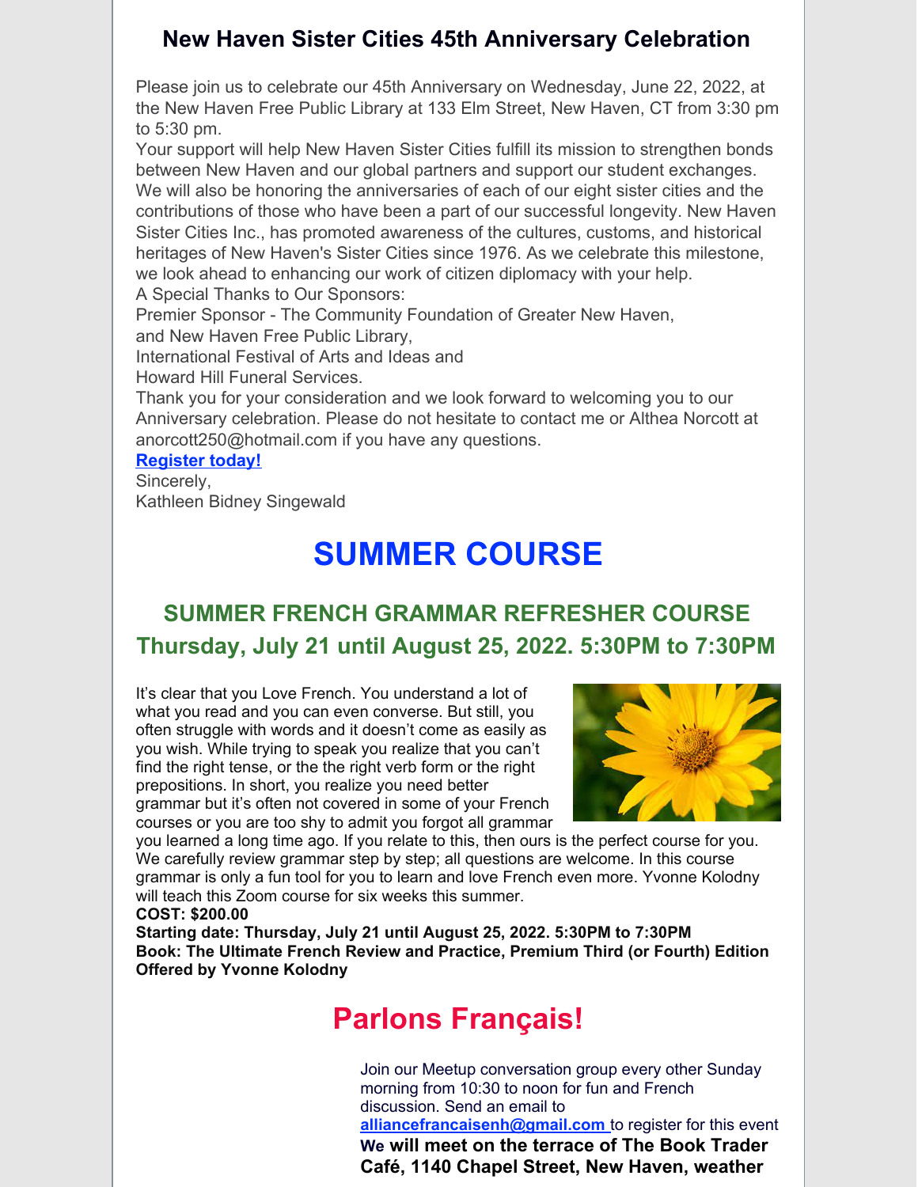## New Haven Sister Cities 45th Anniversary Celebration

Please join us to celebrate our 45th Anniversary on Wednesday, June 22, 2022, at the New Haven Free Public Library at 133 Elm Street, New Haven, CT from 3:30 pm to 5:30 pm.
Your support will help New Haven Sister Cities fulfill its mission to strengthen bonds between New Haven and our global partners and support our student exchanges. We will also be honoring the anniversaries of each of our eight sister cities and the contributions of those who have been a part of our successful longevity. New Haven Sister Cities Inc., has promoted awareness of the cultures, customs, and historical heritages of New Haven's Sister Cities since 1976. As we celebrate this milestone, we look ahead to enhancing our work of citizen diplomacy with your help.
A Special Thanks to Our Sponsors:
Premier Sponsor - The Community Foundation of Greater New Haven,
and New Haven Free Public Library,
International Festival of Arts and Ideas and
Howard Hill Funeral Services.
Thank you for your consideration and we look forward to welcoming you to our Anniversary celebration. Please do not hesitate to contact me or Althea Norcott at anorcott250@hotmail.com if you have any questions.

**Register today!**

Sincerely,
Kathleen Bidney Singewald

# SUMMER COURSE

## SUMMER FRENCH GRAMMAR REFRESHER COURSE
## Thursday, July 21 until August 25, 2022. 5:30PM to 7:30PM

It's clear that you Love French. You understand a lot of what you read and you can even converse. But still, you often struggle with words and it doesn't come as easily as you wish. While trying to speak you realize that you can't find the right tense, or the the right verb form or the right prepositions. In short, you realize you need better grammar but it's often not covered in some of your French courses or you are too shy to admit you forgot all grammar you learned a long time ago. If you relate to this, then ours is the perfect course for you. We carefully review grammar step by step; all questions are welcome. In this course grammar is only a fun tool for you to learn and love French even more. Yvonne Kolodny will teach this Zoom course for six weeks this summer.

**COST: $200.00**
**Starting date: Thursday, July 21 until August 25, 2022. 5:30PM to 7:30PM**
**Book: The Ultimate French Review and Practice, Premium Third (or Fourth) Edition**
**Offered by Yvonne Kolodny**

# Parlons Français!

Join our Meetup conversation group every other Sunday morning from 10:30 to noon for fun and French discussion. Send an email to **alliancefrancaisenh@gmail.com** to register for this event
**We will meet on the terrace of The Book Trader Café, 1140 Chapel Street, New Haven, weather**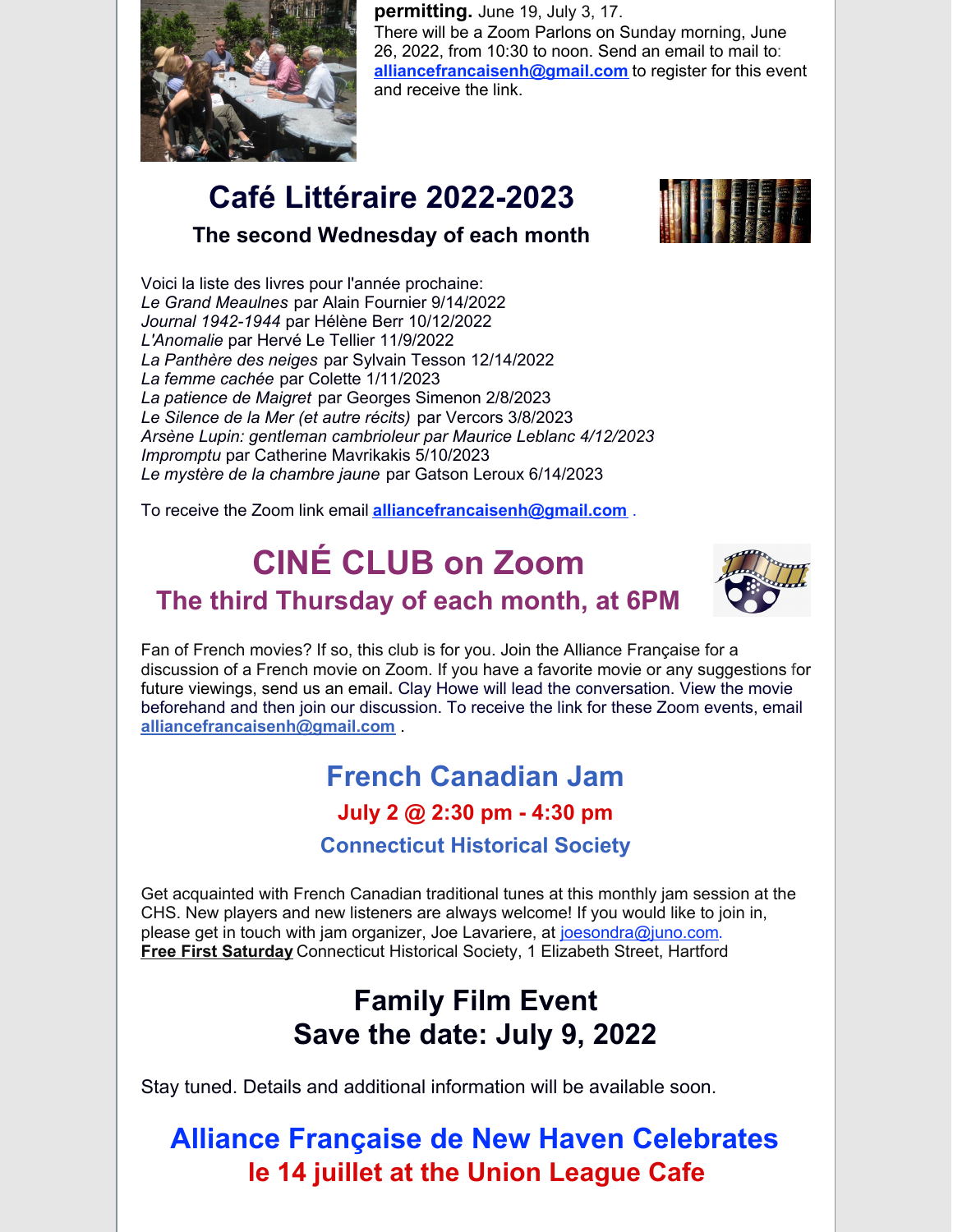**permitting.** June 19, July 3, 17.
There will be a Zoom Parlons on Sunday morning, June 26, 2022, from 10:30 to noon. Send an email to mail to: **alliancefrancaisenh@gmail.com** to register for this event and receive the link.

# Café Littéraire 2022-2023

### The second Wednesday of each month

Voici la liste des livres pour l'année prochaine:
*Le Grand Meaulnes* par Alain Fournier 9/14/2022
*Journal 1942-1944* par Hélène Berr 10/12/2022
*L'Anomalie* par Hervé Le Tellier 11/9/2022
*La Panthère des neiges* par Sylvain Tesson 12/14/2022
*La femme cachée* par Colette 1/11/2023
*La patience de Maigret* par Georges Simenon 2/8/2023
*Le Silence de la Mer (et autre récits)* par Vercors 3/8/2023
*Arsène Lupin: gentleman cambrioleur par Maurice Leblanc 4/12/2023*
*Impromptu* par Catherine Mavrikakis 5/10/2023
*Le mystère de la chambre jaune* par Gatson Leroux 6/14/2023

To receive the Zoom link email **alliancefrancaisenh@gmail.com** .

# CINÉ CLUB on Zoom

## The third Thursday of each month, at 6PM

Fan of French movies? If so, this club is for you. Join the Alliance Française for a discussion of a French movie on Zoom. If you have a favorite movie or any suggestions for future viewings, send us an email. Clay Howe will lead the conversation. View the movie beforehand and then join our discussion. To receive the link for these Zoom events, email **alliancefrancaisenh@gmail.com** .

# French Canadian Jam

### July 2 @ 2:30 pm - 4:30 pm

### Connecticut Historical Society

Get acquainted with French Canadian traditional tunes at this monthly jam session at the CHS. New players and new listeners are always welcome! If you would like to join in, please get in touch with jam organizer, Joe Lavariere, at joesondra@juno.com.
**Free First Saturday** Connecticut Historical Society, 1 Elizabeth Street, Hartford

# Family Film Event
# Save the date: July 9, 2022

Stay tuned. Details and additional information will be available soon.

# Alliance Française de New Haven Celebrates
## le 14 juillet at the Union League Cafe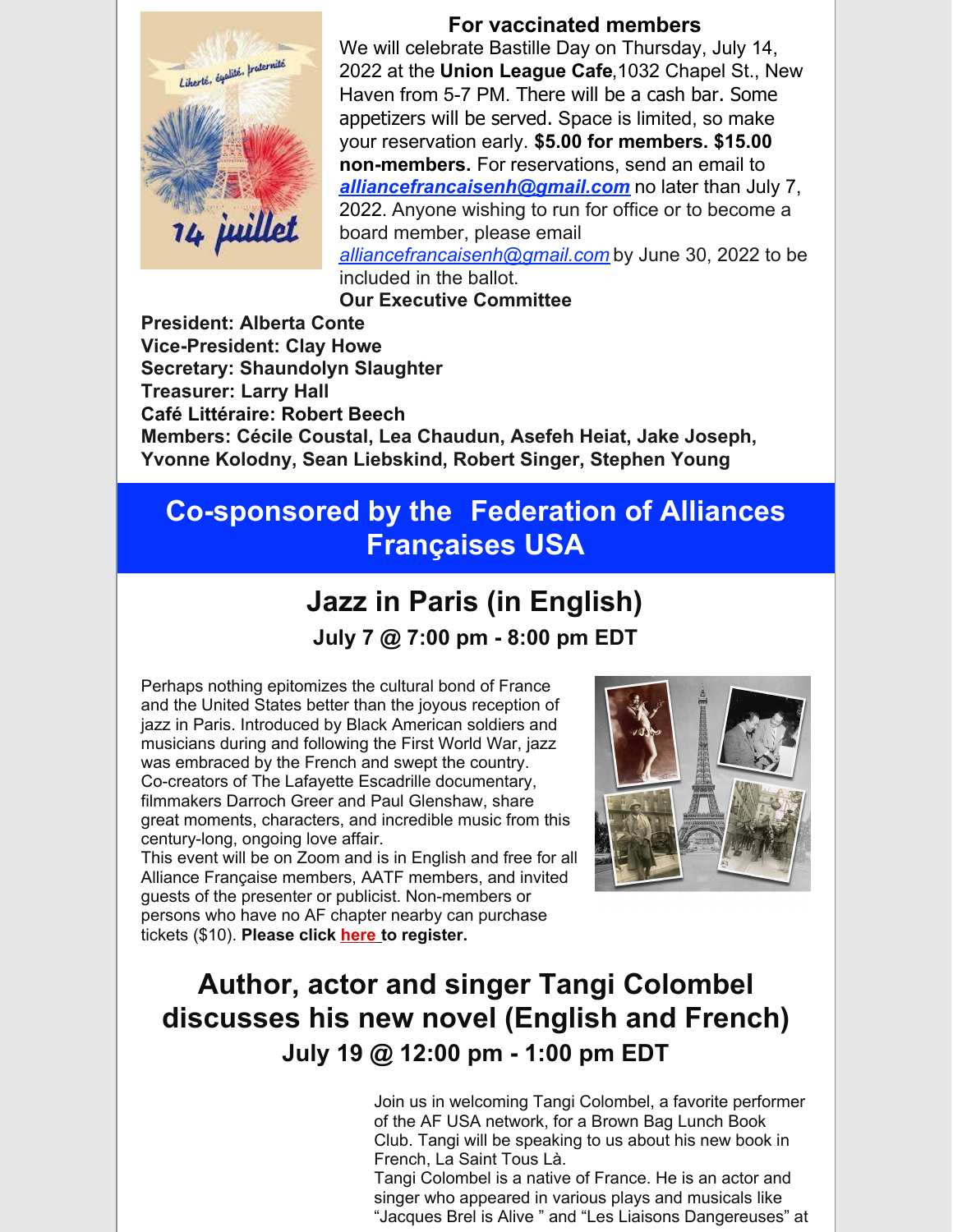**For vaccinated members**

We will celebrate Bastille Day on Thursday, July 14, 2022 at the **Union League Cafe**,1032 Chapel St., New Haven from 5-7 PM. There will be a cash bar. Some appetizers will be served. Space is limited, so make your reservation early. **$5.00 for members. $15.00 non-members.** For reservations, send an email to ***alliancefrancaisenh@gmail.com*** no later than July 7, 2022. Anyone wishing to run for office or to become a board member, please email *alliancefrancaisenh@gmail.com* by June 30, 2022 to be included in the ballot.

**Our Executive Committee**

**President: Alberta Conte**
**Vice-President: Clay Howe**
**Secretary: Shaundolyn Slaughter**
**Treasurer: Larry Hall**
**Café Littéraire: Robert Beech**
**Members: Cécile Coustal, Lea Chaudun, Asefeh Heiat, Jake Joseph, Yvonne Kolodny, Sean Liebskind, Robert Singer, Stephen Young**

## Co-sponsored by the Federation of Alliances Françaises USA

## Jazz in Paris (in English)

### July 7 @ 7:00 pm - 8:00 pm EDT

Perhaps nothing epitomizes the cultural bond of France and the United States better than the joyous reception of jazz in Paris. Introduced by Black American soldiers and musicians during and following the First World War, jazz was embraced by the French and swept the country. Co-creators of The Lafayette Escadrille documentary, filmmakers Darroch Greer and Paul Glenshaw, share great moments, characters, and incredible music from this century-long, ongoing love affair.
This event will be on Zoom and is in English and free for all Alliance Française members, AATF members, and invited guests of the presenter or publicist. Non-members or persons who have no AF chapter nearby can purchase tickets ($10). **Please click here to register.**

## Author, actor and singer Tangi Colombel discusses his new novel (English and French)

### July 19 @ 12:00 pm - 1:00 pm EDT

Join us in welcoming Tangi Colombel, a favorite performer of the AF USA network, for a Brown Bag Lunch Book Club. Tangi will be speaking to us about his new book in French, La Saint Tous Là.
Tangi Colombel is a native of France. He is an actor and singer who appeared in various plays and musicals like "Jacques Brel is Alive " and "Les Liaisons Dangereuses" at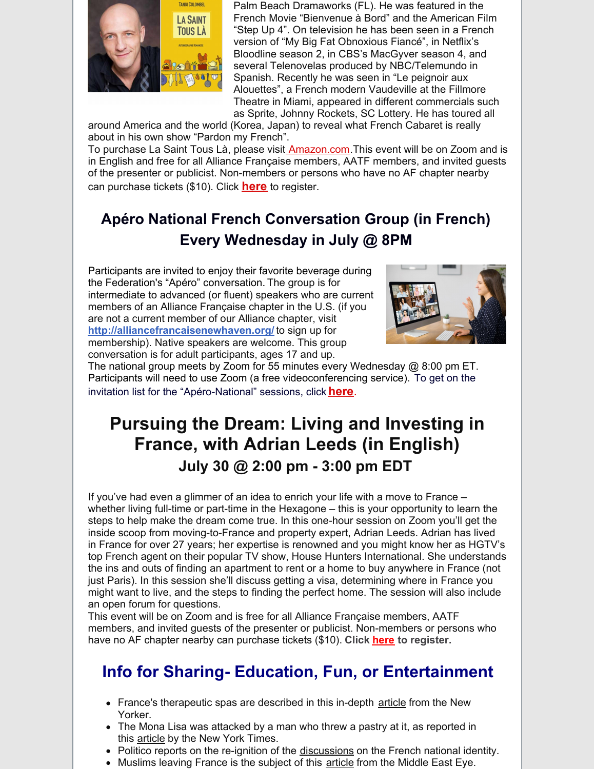Palm Beach Dramaworks (FL). He was featured in the French Movie "Bienvenue à Bord" and the American Film "Step Up 4". On television he has been seen in a French version of "My Big Fat Obnoxious Fiancé", in Netflix's Bloodline season 2, in CBS's MacGyver season 4, and several Telenovelas produced by NBC/Telemundo in Spanish. Recently he was seen in "Le peignoir aux Alouettes", a French modern Vaudeville at the Fillmore Theatre in Miami, appeared in different commercials such as Sprite, Johnny Rockets, SC Lottery. He has toured all around America and the world (Korea, Japan) to reveal what French Cabaret is really about in his own show "Pardon my French".

To purchase La Saint Tous Là, please visit Amazon.com.This event will be on Zoom and is in English and free for all Alliance Française members, AATF members, and invited guests of the presenter or publicist. Non-members or persons who have no AF chapter nearby can purchase tickets ($10). Click **here** to register.

## Apéro National French Conversation Group (in French)
## Every Wednesday in July @ 8PM

Participants are invited to enjoy their favorite beverage during the Federation's "Apéro" conversation. The group is for intermediate to advanced (or fluent) speakers who are current members of an Alliance Française chapter in the U.S. (if you are not a current member of our Alliance chapter, visit **http://alliancefrancaisenewhaven.org/** to sign up for membership). Native speakers are welcome. This group conversation is for adult participants, ages 17 and up.

The national group meets by Zoom for 55 minutes every Wednesday @ 8:00 pm ET. Participants will need to use Zoom (a free videoconferencing service). To get on the invitation list for the "Apéro-National" sessions, click **here**.

## Pursuing the Dream: Living and Investing in France, with Adrian Leeds (in English)
### July 30 @ 2:00 pm - 3:00 pm EDT

If you've had even a glimmer of an idea to enrich your life with a move to France – whether living full-time or part-time in the Hexagone – this is your opportunity to learn the steps to help make the dream come true. In this one-hour session on Zoom you'll get the inside scoop from moving-to-France and property expert, Adrian Leeds. Adrian has lived in France for over 27 years; her expertise is renowned and you might know her as HGTV's top French agent on their popular TV show, House Hunters International. She understands the ins and outs of finding an apartment to rent or a home to buy anywhere in France (not just Paris). In this session she'll discuss getting a visa, determining where in France you might want to live, and the steps to finding the perfect home. The session will also include an open forum for questions.

This event will be on Zoom and is free for all Alliance Française members, AATF members, and invited guests of the presenter or publicist. Non-members or persons who have no AF chapter nearby can purchase tickets ($10). **Click here to register.**

## Info for Sharing- Education, Fun, or Entertainment

- France's therapeutic spas are described in this in-depth article from the New Yorker.
- The Mona Lisa was attacked by a man who threw a pastry at it, as reported in this article by the New York Times.
- Politico reports on the re-ignition of the discussions on the French national identity.
- Muslims leaving France is the subject of this article from the Middle East Eye.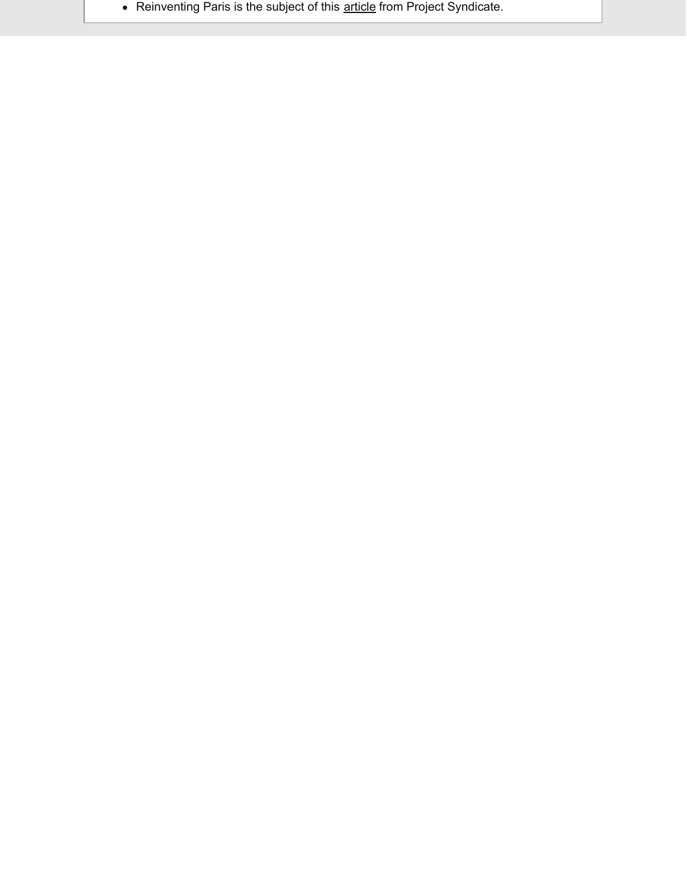- Reinventing Paris is the subject of this article from Project Syndicate.